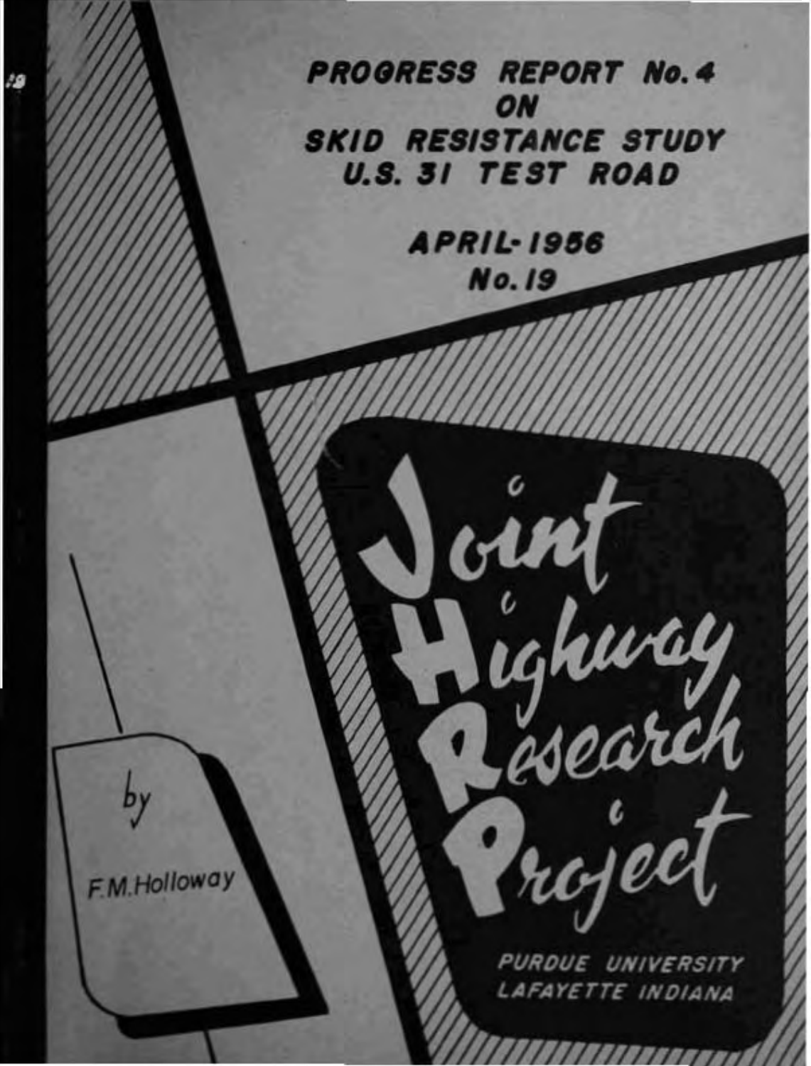# PROGRESS REPORT No. 4 ON SKID RESISTANCE STUDY U.S. 31 TEST ROAD

APRIL-1956

No. 19

by

F.M. Holloway

Joint Highway Research Project

PURDUE UNIVERSITY
LAFAYETTE INDIANA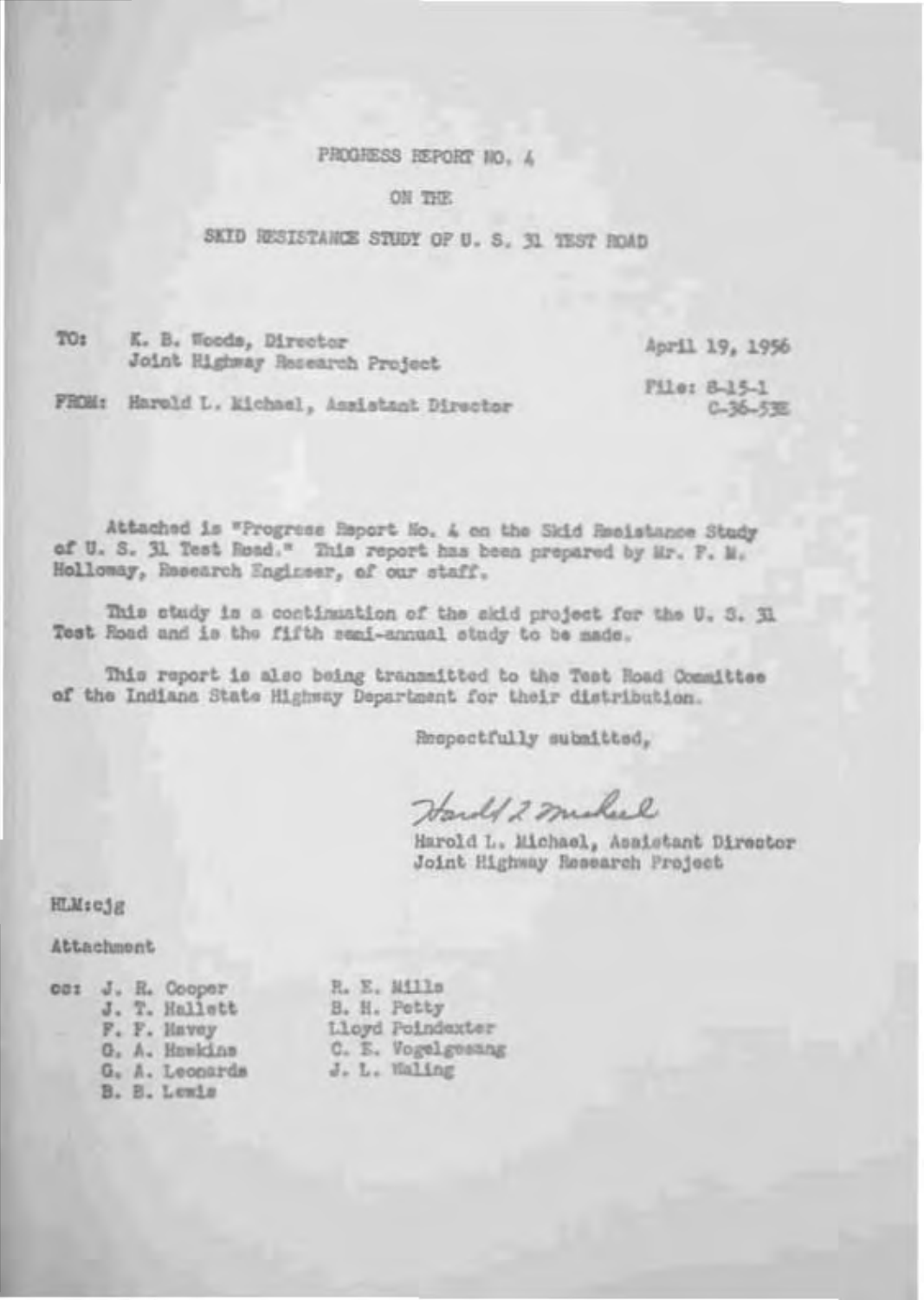PROGRESS REPORT NO. 4

ON THE

SKID RESISTANCE STUDY OF U. S. 31 TEST ROAD

TO: K. B. Woods, Director
Joint Highway Research Project

April 19, 1956

FROM: Harold L. Michael, Assistant Director

File: 8-15-1
C-36-53E

Attached is "Progress Report No. 4 on the Skid Resistance Study of U. S. 31 Test Road." This report has been prepared by Mr. F. M. Holloway, Research Engineer, of our staff.

This study is a continuation of the skid project for the U. S. 31 Test Road and is the fifth semi-annual study to be made.

This report is also being transmitted to the Test Road Committee of the Indiana State Highway Department for their distribution.

Respectfully submitted,

Harold L. Michael

Harold L. Michael, Assistant Director
Joint Highway Research Project

HLM:cjg

Attachment

cc: J. R. Cooper
J. T. Hallett
F. F. Havey
G. A. Hawkins
G. A. Leonards
B. B. Lewis
R. E. Mills
B. H. Petty
Lloyd Poindexter
C. E. Vogelgesang
J. L. Waling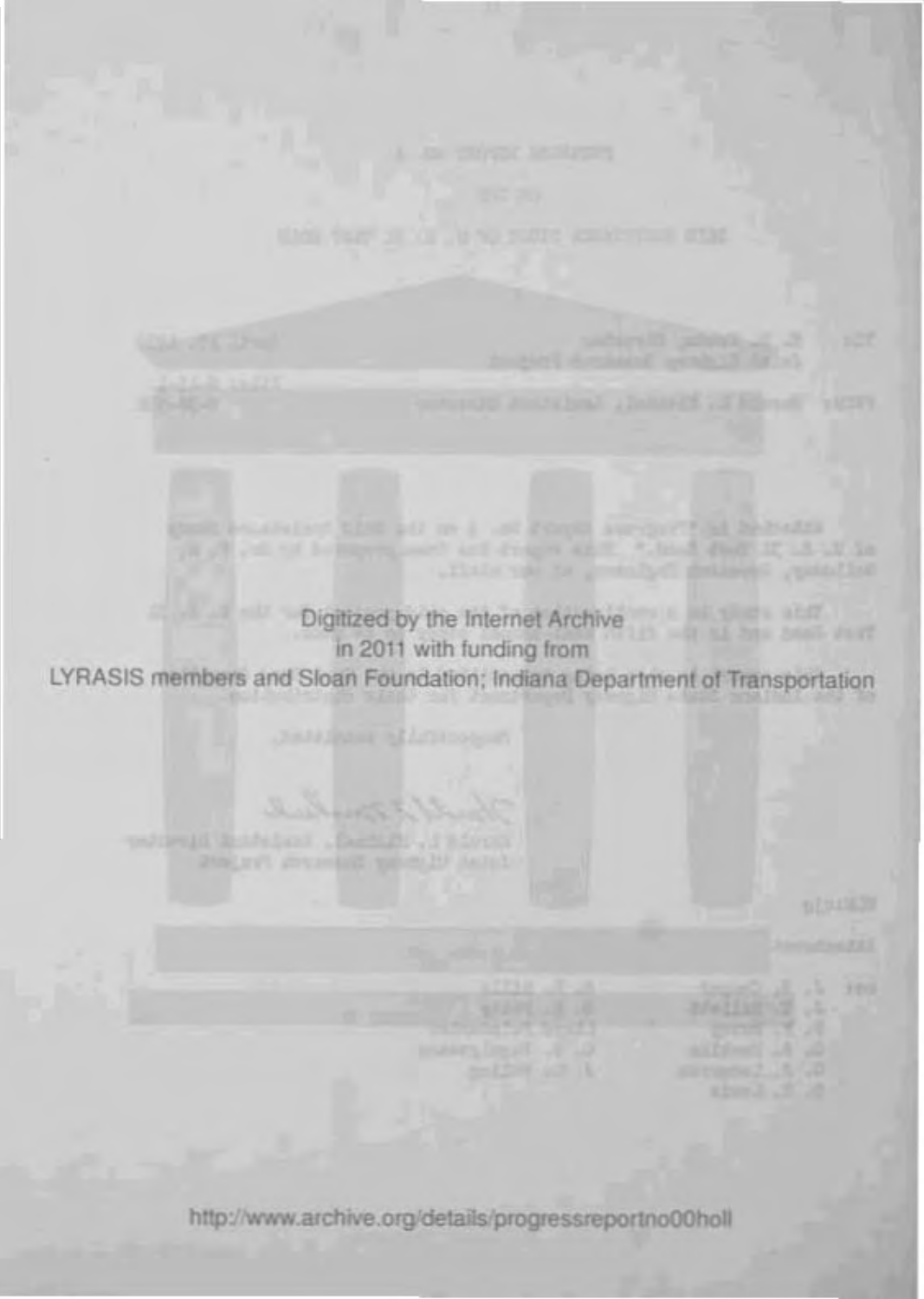Digitized by the Internet Archive
in 2011 with funding from
LYRASIS members and Sloan Foundation; Indiana Department of Transportation

http://www.archive.org/details/progressreportno00holl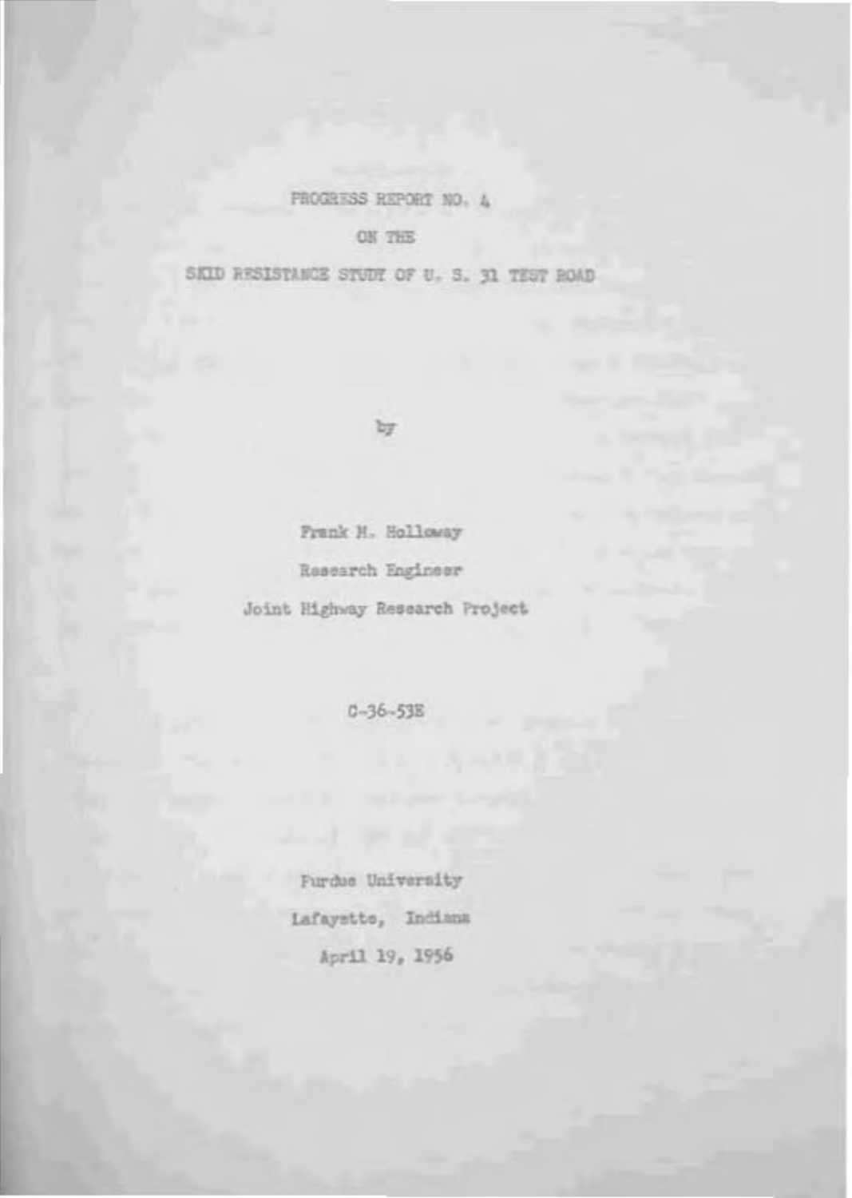PROGRESS REPORT NO. 4

ON THE

SKID RESISTANCE STUDY OF U. S. 31 TEST ROAD

by

Frank M. Holloway

Research Engineer

Joint Highway Research Project

C-36-53E

Purdue University

Lafayette, Indiana

April 19, 1956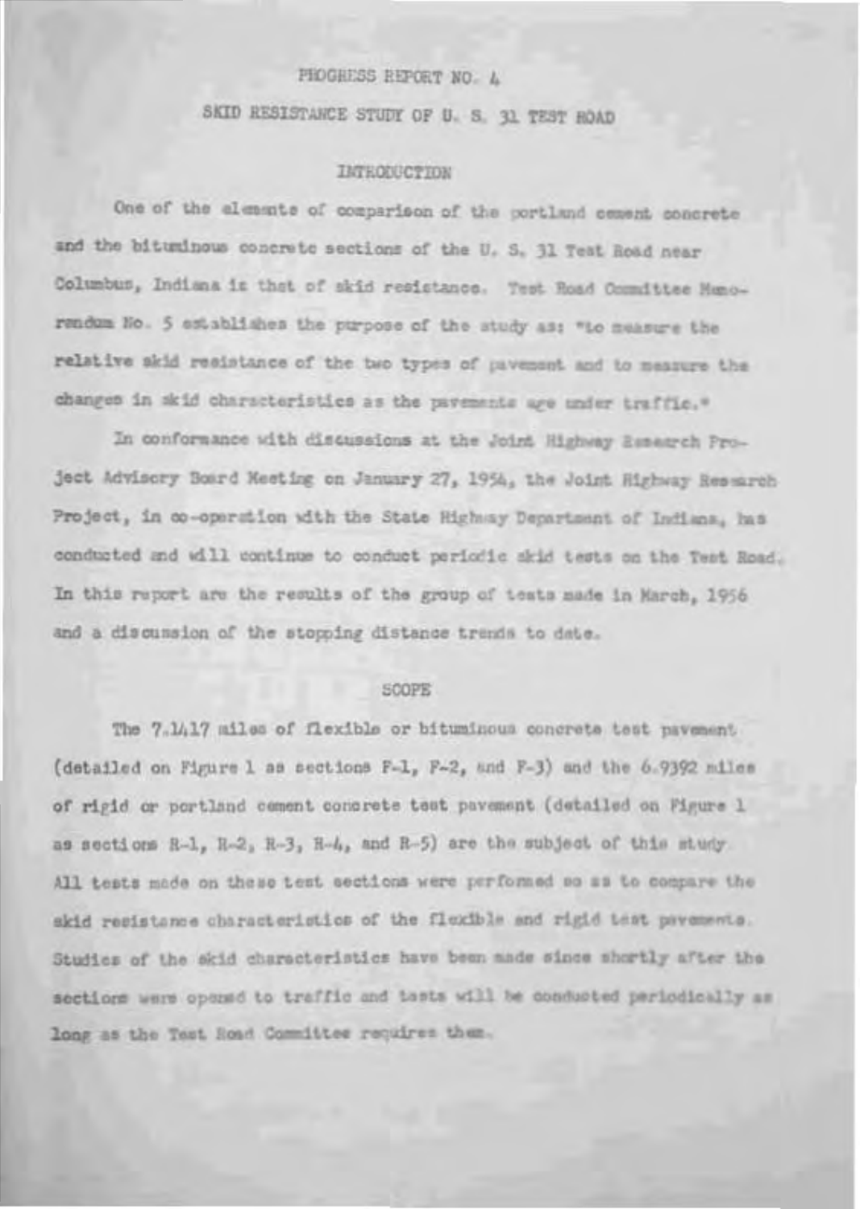# PROGRESS REPORT NO. 4

## SKID RESISTANCE STUDY OF U. S. 31 TEST ROAD

### INTRODUCTION

One of the elements of comparison of the portland cement concrete and the bituminous concrete sections of the U. S. 31 Test Road near Columbus, Indiana is that of skid resistance. Test Road Committee Memorandum No. 5 establishes the purpose of the study as: "to measure the relative skid resistance of the two types of pavement and to measure the changes in skid characteristics as the pavements age under traffic."

In conformance with discussions at the Joint Highway Research Project Advisory Board Meeting on January 27, 1954, the Joint Highway Research Project, in co-operation with the State Highway Department of Indiana, has conducted and will continue to conduct periodic skid tests on the Test Road. In this report are the results of the group of tests made in March, 1956 and a discussion of the stopping distance trends to date.

### SCOPE

The 7.1417 miles of flexible or bituminous concrete test pavement (detailed on Figure 1 as sections F-1, F-2, and F-3) and the 6.9392 miles of rigid or portland cement concrete test pavement (detailed on Figure 1 as sections R-1, R-2, R-3, R-4, and R-5) are the subject of this study. All tests made on these test sections were performed so as to compare the skid resistance characteristics of the flexible and rigid test pavements. Studies of the skid characteristics have been made since shortly after the sections were opened to traffic and tests will be conducted periodically as long as the Test Road Committee requires them.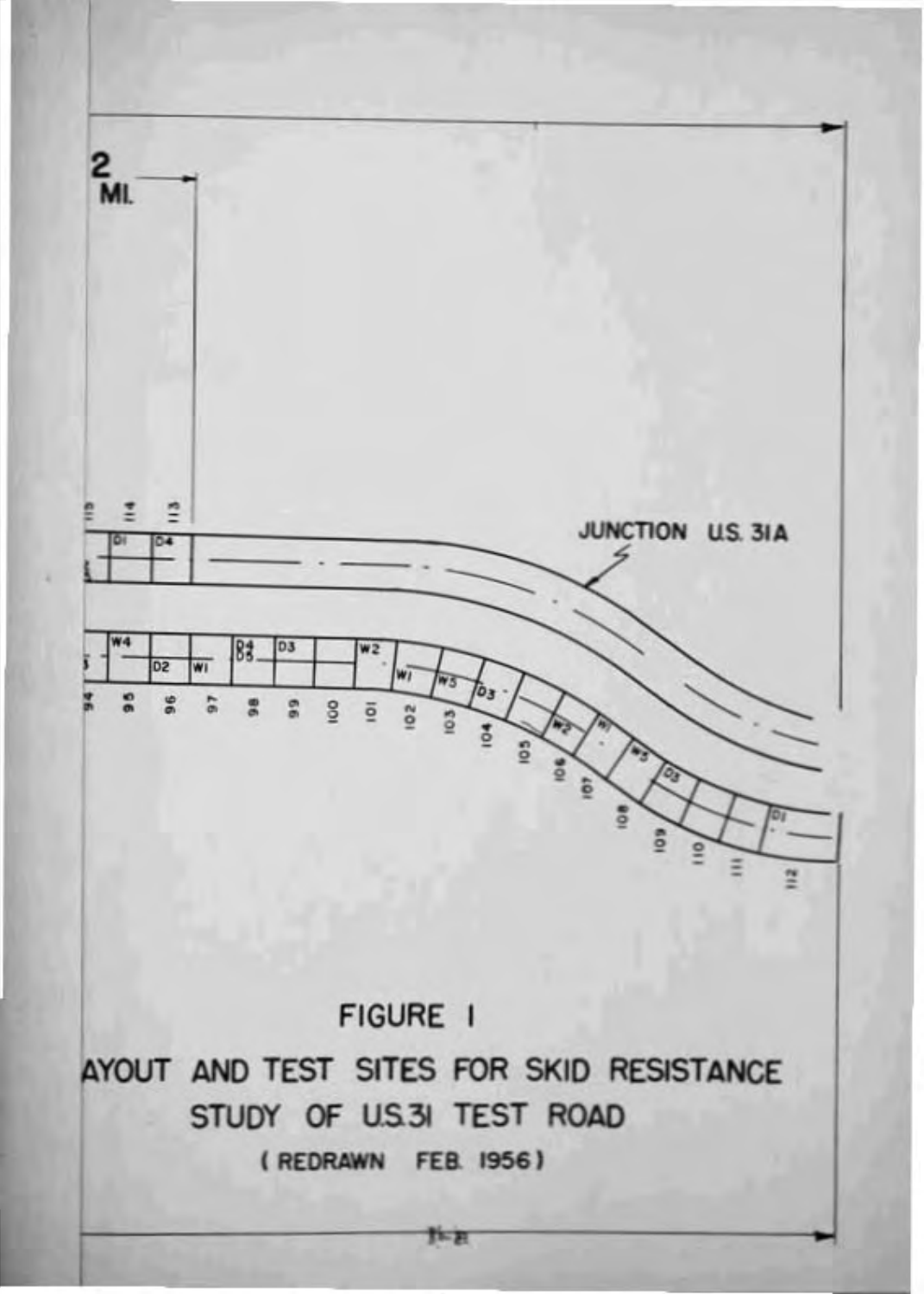2 MI.

JUNCTION U.S. 31A

FIGURE 1

AYOUT AND TEST SITES FOR SKID RESISTANCE STUDY OF U.S.31 TEST ROAD

(REDRAWN FEB. 1956)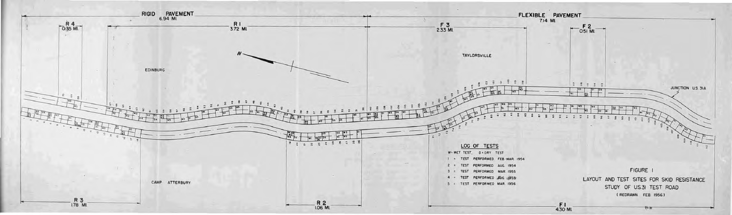RIGID PAVEMENT 6.94 MI.

FLEXIBLE PAVEMENT 7.14 MI.

R 4 0.35 MI.

R 1 3.72 MI.

F 3 2.33 MI.

F 2 0.51 MI.

EDINBURG

TAYLORSVILLE

JUNCTION U.S. 31A

CAMP ATTERBURY

R 3 1.78 MI.

R 2 1.06 MI.

F 1 4.30 MI.

**LOG OF TESTS**

W = WET TEST, D = DRY TEST

1 = TEST PERFORMED FEB.-MAR. 1954

2 = TEST PERFORMED AUG. 1954

3 = TEST PERFORMED MAR. 1955

4 = TEST PERFORMED AUG. 1955

5 = TEST PERFORMED MAR. 1956

FIGURE 1

LAYOUT AND TEST SITES FOR SKID RESISTANCE STUDY OF U.S. 31 TEST ROAD

(REDRAWN FEB. 1956)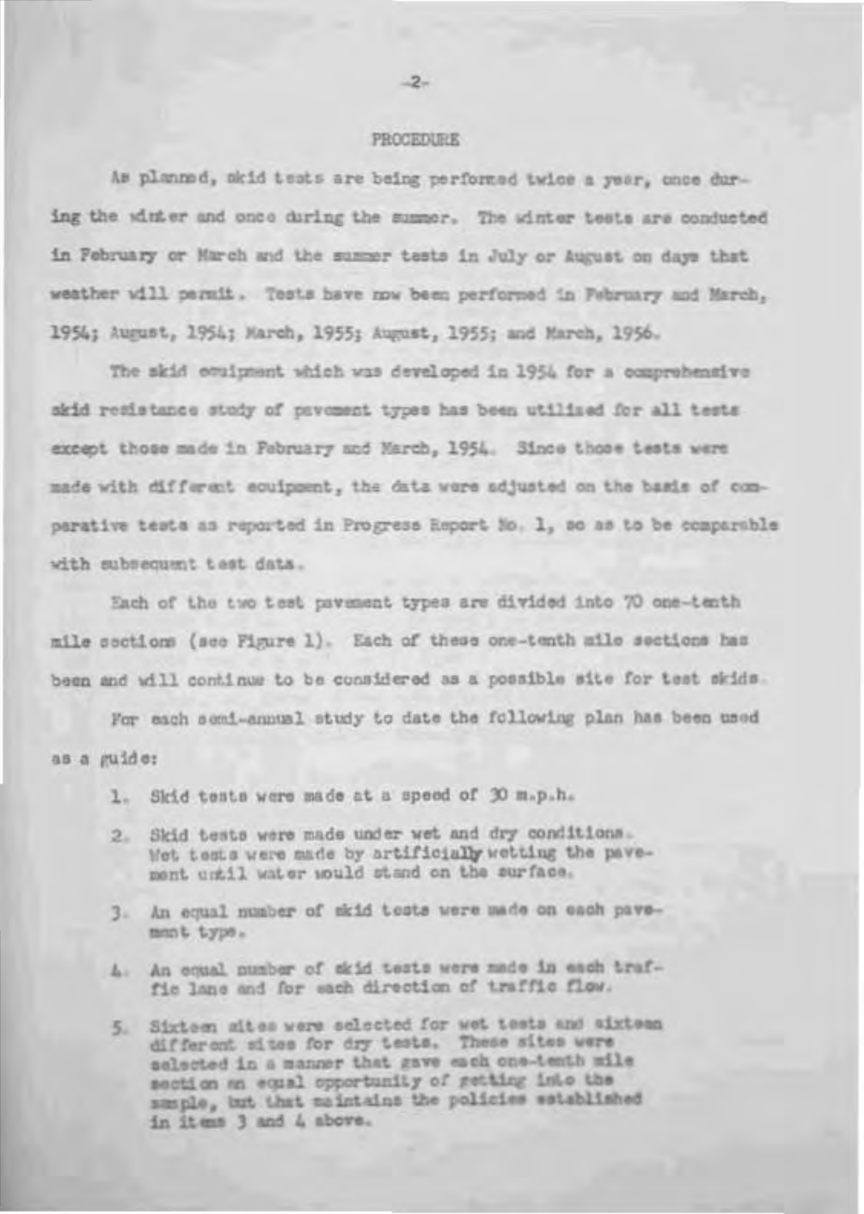## PROCEDURE

As planned, skid tests are being performed twice a year, once during the winter and once during the summer. The winter tests are conducted in February or March and the summer tests in July or August on days that weather will permit. Tests have now been performed in February and March, 1954; August, 1954; March, 1955; August, 1955; and March, 1956.

The skid equipment which was developed in 1954 for a comprehensive skid resistance study of pavement types has been utilized for all tests except those made in February and March, 1954. Since those tests were made with different equipment, the data were adjusted on the basis of comparative tests as reported in Progress Report No. 1, so as to be comparable with subsequent test data.

Each of the two test pavement types are divided into 70 one-tenth mile sections (see Figure 1). Each of these one-tenth mile sections has been and will continue to be considered as a possible site for test skids.

For each semi-annual study to date the following plan has been used as a guide:

1. Skid tests were made at a speed of 30 m.p.h.
2. Skid tests were made under wet and dry conditions. Wet tests were made by artificially wetting the pavement until water would stand on the surface.
3. An equal number of skid tests were made on each pavement type.
4. An equal number of skid tests were made in each traffic lane and for each direction of traffic flow.
5. Sixteen sites were selected for wet tests and sixteen different sites for dry tests. These sites were selected in a manner that gave each one-tenth mile section an equal opportunity of getting into the sample, but that maintains the policies established in items 3 and 4 above.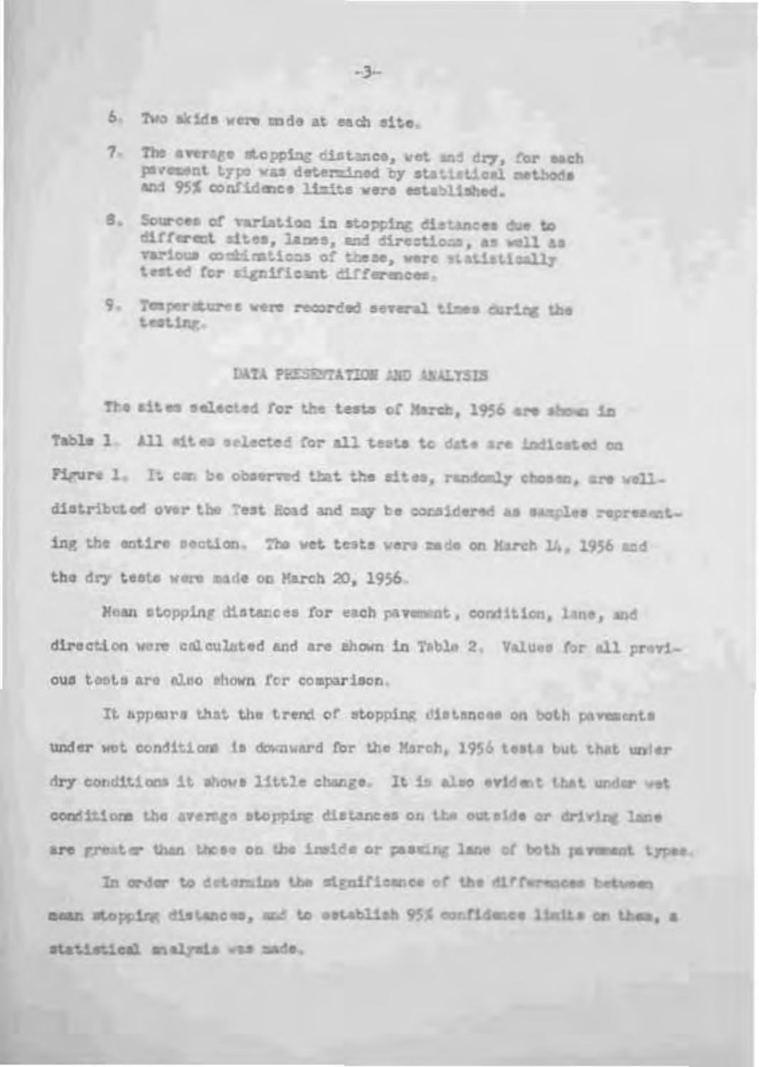6. Two skids were made at each site.

7. The average stopping distance, wet and dry, for each pavement type was determined by statistical methods and 95% confidence limits were established.

8. Sources of variation in stopping distances due to different sites, lanes, and directions, as well as various combinations of these, were statistically tested for significant differences.

9. Temperatures were recorded several times during the testing.

## DATA PRESENTATION AND ANALYSIS

The sites selected for the tests of March, 1956 are shown in Table 1. All sites selected for all tests to date are indicated on Figure 1. It can be observed that the sites, randomly chosen, are well-distributed over the Test Road and may be considered as samples representing the entire section. The wet tests were made on March 14, 1956 and the dry tests were made on March 20, 1956.

Mean stopping distances for each pavement, condition, lane, and direction were calculated and are shown in Table 2. Values for all previous tests are also shown for comparison.

It appears that the trend of stopping distances on both pavements under wet conditions is downward for the March, 1956 tests but that under dry conditions it shows little change. It is also evident that under wet conditions the average stopping distances on the outside or driving lane are greater than those on the inside or passing lane of both pavement types.

In order to determine the significance of the differences between mean stopping distances, and to establish 95% confidence limits on them, a statistical analysis was made.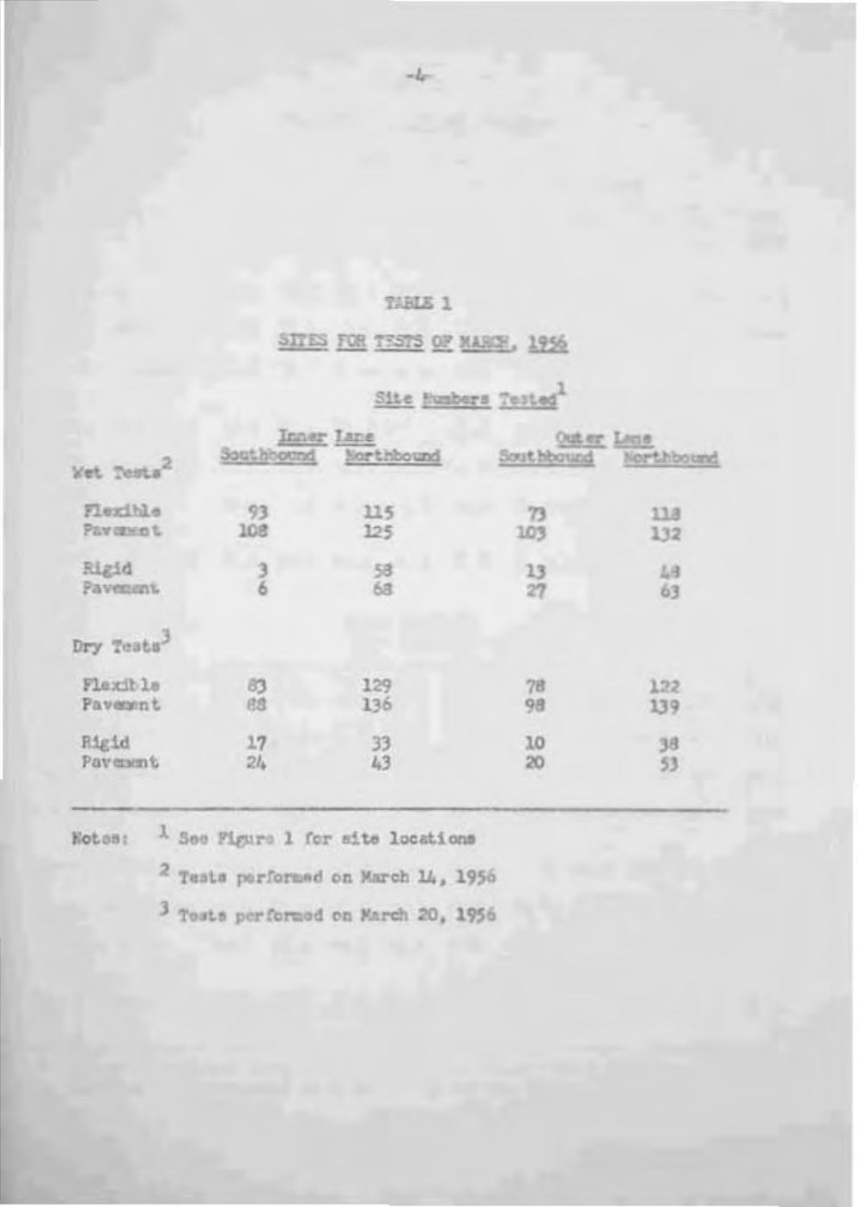## TABLE 1

### SITES FOR TESTS OF MARCH, 1956

| | Site Numbers Tested[1] | | | |
|---|---|---|---|---|
| | Inner Lane | | Outer Lane | |
| | Southbound | Northbound | Southbound | Northbound |
| **Wet Tests[2]** | | | | |
| Flexible Pavement | 93<br>108 | 115<br>125 | 73<br>103 | 118<br>132 |
| Rigid Pavement | 3<br>6 | 58<br>68 | 13<br>27 | 48<br>63 |
| **Dry Tests[3]** | | | | |
| Flexible Pavement | 83<br>88 | 129<br>136 | 78<br>98 | 122<br>139 |
| Rigid Pavement | 17<br>24 | 33<br>43 | 10<br>20 | 38<br>53 |

Notes: [1] See Figure 1 for site locations

[2] Tests performed on March 14, 1956

[3] Tests performed on March 20, 1956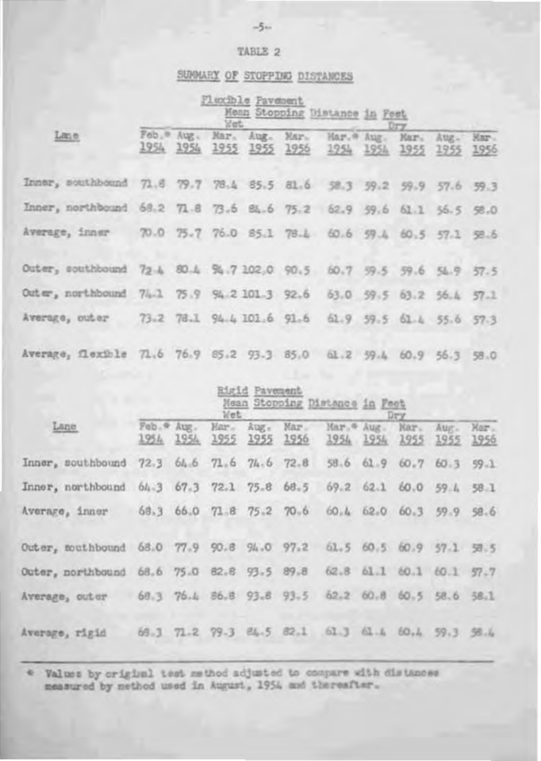TABLE 2

SUMMARY OF STOPPING DISTANCES

| Flexible Pavement<br>Mean Stopping Distance in Feet | | | | | | | | | | |
|---|---|---|---|---|---|---|---|---|---|---|
| | Wet | | | | | Dry | | | | |
| Lane | Feb.* 1954 | Aug. 1954 | Mar. 1955 | Aug. 1955 | Mar. 1956 | Mar.* 1954 | Aug. 1954 | Mar. 1955 | Aug. 1955 | Mar. 1956 |
| Inner, southbound | 71.8 | 79.7 | 78.4 | 85.5 | 81.6 | 58.3 | 59.2 | 59.9 | 57.6 | 59.3 |
| Inner, northbound | 68.2 | 71.8 | 73.6 | 84.6 | 75.2 | 62.9 | 59.6 | 61.1 | 56.5 | 58.0 |
| Average, inner | 70.0 | 75.7 | 76.0 | 85.1 | 78.4 | 60.6 | 59.4 | 60.5 | 57.1 | 58.6 |
| Outer, southbound | 72.4 | 80.4 | 94.7 | 102.0 | 90.5 | 60.7 | 59.5 | 59.6 | 54.9 | 57.5 |
| Outer, northbound | 74.1 | 75.9 | 94.2 | 101.3 | 92.6 | 63.0 | 59.5 | 63.2 | 56.4 | 57.1 |
| Average, outer | 73.2 | 78.1 | 94.4 | 101.6 | 91.6 | 61.9 | 59.5 | 61.4 | 55.6 | 57.3 |
| Average, flexible | 71.6 | 76.9 | 85.2 | 93.3 | 85.0 | 61.2 | 59.4 | 60.9 | 56.3 | 58.0 |

| Rigid Pavement<br>Mean Stopping Distance in Feet | | | | | | | | | | |
|---|---|---|---|---|---|---|---|---|---|---|
| | Wet | | | | | Dry | | | | |
| Lane | Feb.* 1954 | Aug. 1954 | Mar. 1955 | Aug. 1955 | Mar. 1956 | Mar.* 1954 | Aug. 1954 | Mar. 1955 | Aug. 1955 | Mar. 1956 |
| Inner, southbound | 72.3 | 64.6 | 71.6 | 74.6 | 72.8 | 58.6 | 61.9 | 60.7 | 60.3 | 59.1 |
| Inner, northbound | 64.3 | 67.3 | 72.1 | 75.8 | 68.5 | 69.2 | 62.1 | 60.0 | 59.4 | 58.1 |
| Average, inner | 68.3 | 66.0 | 71.8 | 75.2 | 70.6 | 60.4 | 62.0 | 60.3 | 59.9 | 58.6 |
| Outer, southbound | 68.0 | 77.9 | 90.8 | 94.0 | 97.2 | 61.5 | 60.5 | 60.9 | 57.1 | 58.5 |
| Outer, northbound | 68.6 | 75.0 | 82.8 | 93.5 | 89.8 | 62.8 | 61.1 | 60.1 | 60.1 | 57.7 |
| Average, outer | 68.3 | 76.4 | 86.8 | 93.8 | 93.5 | 62.2 | 60.8 | 60.5 | 58.6 | 58.1 |
| Average, rigid | 68.3 | 71.2 | 79.3 | 84.5 | 82.1 | 61.3 | 61.4 | 60.4 | 59.3 | 58.4 |

\* Values by original test method adjusted to compare with distances measured by method used in August, 1954 and thereafter.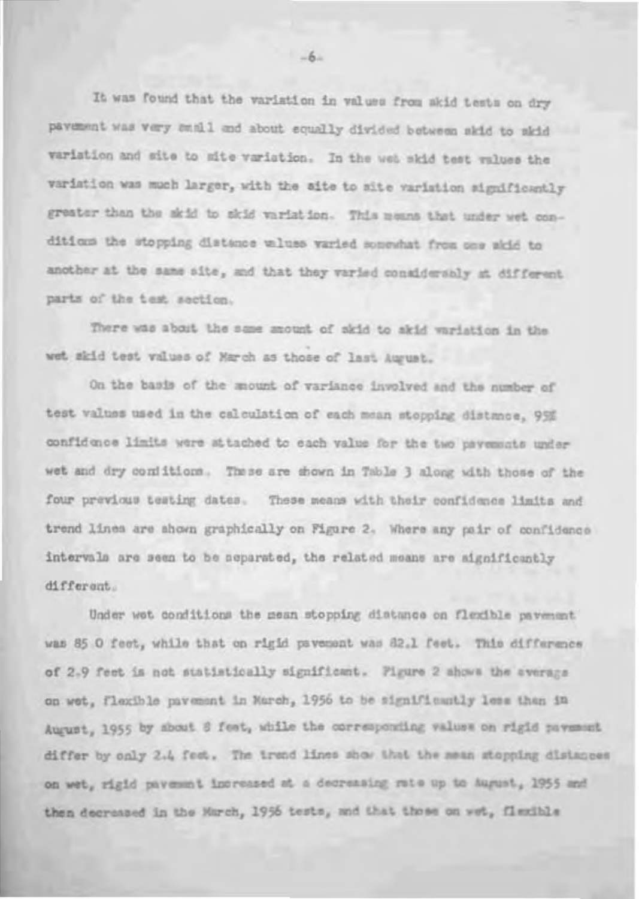It was found that the variation in values from skid tests on dry pavement was very small and about equally divided between skid to skid variation and site to site variation. In the wet skid test values the variation was much larger, with the site to site variation significantly greater than the skid to skid variation. This means that under wet conditions the stopping distance values varied somewhat from one skid to another at the same site, and that they varied considerably at different parts of the test section.

There was about the same amount of skid to skid variation in the wet skid test values of March as those of last August.

On the basis of the amount of variance involved and the number of test values used in the calculation of each mean stopping distance, 95% confidence limits were attached to each value for the two pavements under wet and dry conditions. These are shown in Table 3 along with those of the four previous testing dates. These means with their confidence limits and trend lines are shown graphically on Figure 2. Where any pair of confidence intervals are seen to be separated, the related means are significantly different.

Under wet conditions the mean stopping distance on flexible pavement was 85.0 feet, while that on rigid pavement was 82.1 feet. This difference of 2.9 feet is not statistically significant. Figure 2 shows the average on wet, flexible pavement in March, 1956 to be significantly less than in August, 1955 by about 8 feet, while the corresponding values on rigid pavement differ by only 2.4 feet. The trend lines show that the mean stopping distances on wet, rigid pavement increased at a decreasing rate up to August, 1955 and then decreased in the March, 1956 tests, and that those on wet, flexible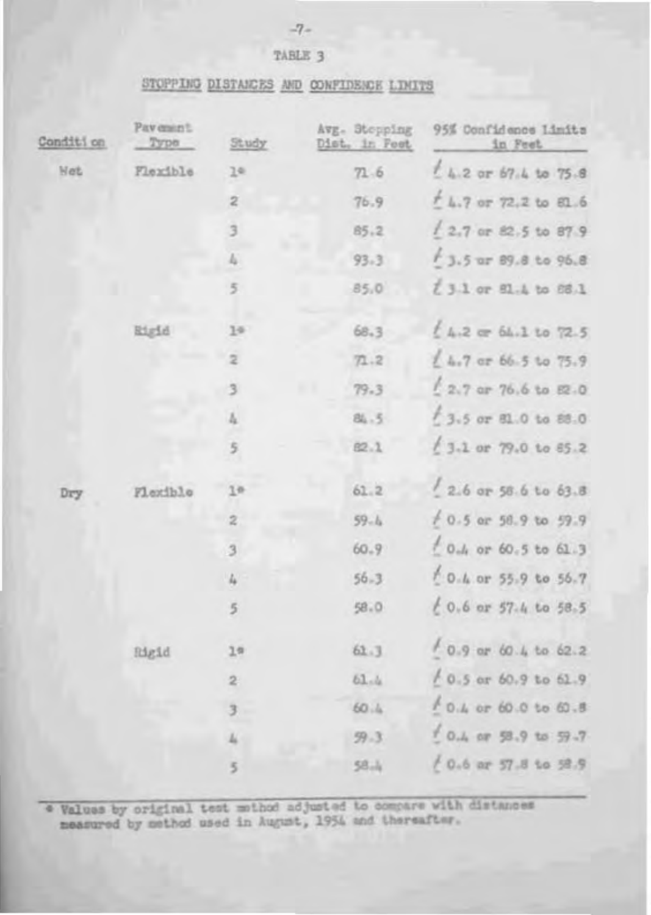## TABLE 3

### STOPPING DISTANCES AND CONFIDENCE LIMITS

| Condition | Pavement Type | Study | Avg. Stopping Dist. in Feet | 95% Confidence Limits in Feet |
|---|---|---|---|---|
| Wet | Flexible | 1* | 71.6 | ± 4.2 or 67.4 to 75.8 |
| | | 2 | 76.9 | ± 4.7 or 72.2 to 81.6 |
| | | 3 | 85.2 | ± 2.7 or 82.5 to 87.9 |
| | | 4 | 93.3 | ± 3.5 or 89.8 to 96.8 |
| | | 5 | 85.0 | ± 3.1 or 81.4 to 88.1 |
| | Rigid | 1* | 68.3 | ± 4.2 or 64.1 to 72.5 |
| | | 2 | 71.2 | ± 4.7 or 66.5 to 75.9 |
| | | 3 | 79.3 | ± 2.7 or 76.6 to 82.0 |
| | | 4 | 84.5 | ± 3.5 or 81.0 to 88.0 |
| | | 5 | 82.1 | ± 3.1 or 79.0 to 85.2 |
| Dry | Flexible | 1* | 61.2 | ± 2.6 or 58.6 to 63.8 |
| | | 2 | 59.4 | ± 0.5 or 58.9 to 59.9 |
| | | 3 | 60.9 | ± 0.4 or 60.5 to 61.3 |
| | | 4 | 56.3 | ± 0.4 or 55.9 to 56.7 |
| | | 5 | 58.0 | ± 0.6 or 57.4 to 58.5 |
| | Rigid | 1* | 61.3 | ± 0.9 or 60.4 to 62.2 |
| | | 2 | 61.4 | ± 0.5 or 60.9 to 61.9 |
| | | 3 | 60.4 | ± 0.4 or 60.0 to 60.8 |
| | | 4 | 59.3 | ± 0.4 or 58.9 to 59.7 |
| | | 5 | 58.4 | ± 0.6 or 57.8 to 58.9 |

\* Values by original test method adjusted to compare with distances measured by method used in August, 1954 and thereafter.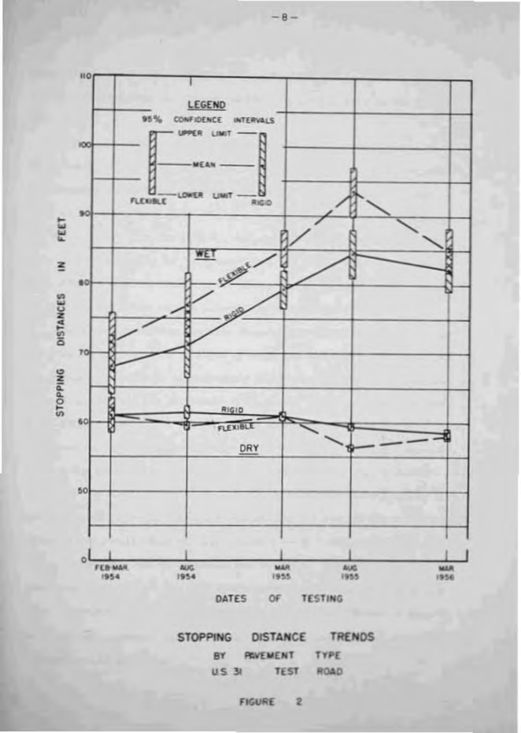STOPPING DISTANCE TRENDS

BY PAVEMENT TYPE

U.S. 31 TEST ROAD

FIGURE 2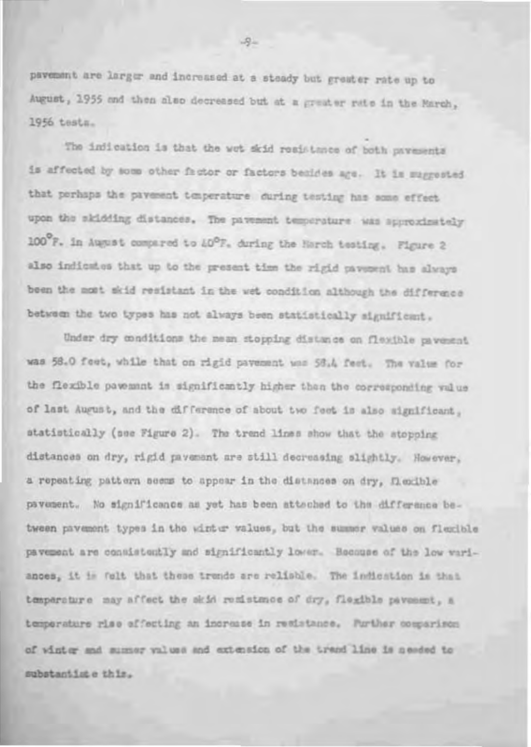pavement are larger and increased at a steady but greater rate up to August, 1955 and then also decreased but at a greater rate in the March, 1956 tests.

The indication is that the wet skid resistance of both pavements is affected by some other factor or factors besides age. It is suggested that perhaps the pavement temperature during testing has some effect upon the skidding distances. The pavement temperature was approximately 100°F. in August compared to 40°F. during the March testing. Figure 2 also indicates that up to the present time the rigid pavement has always been the most skid resistant in the wet condition although the difference between the two types has not always been statistically significant.

Under dry conditions the mean stopping distance on flexible pavement was 58.0 feet, while that on rigid pavement was 58.4 feet. The value for the flexible pavement is significantly higher than the corresponding value of last August, and the difference of about two feet is also significant, statistically (see Figure 2). The trend lines show that the stopping distances on dry, rigid pavement are still decreasing slightly. However, a repeating pattern seems to appear in the distances on dry, flexible pavement. No significance as yet has been attached to the difference between pavement types in the winter values, but the summer values on flexible pavement are consistently and significantly lower. Because of the low variances, it is felt that these trends are reliable. The indication is that temperature may affect the skid resistance of dry, flexible pavement, a temperature rise affecting an increase in resistance. Further comparison of winter and summer values and extension of the trend line is needed to substantiate this.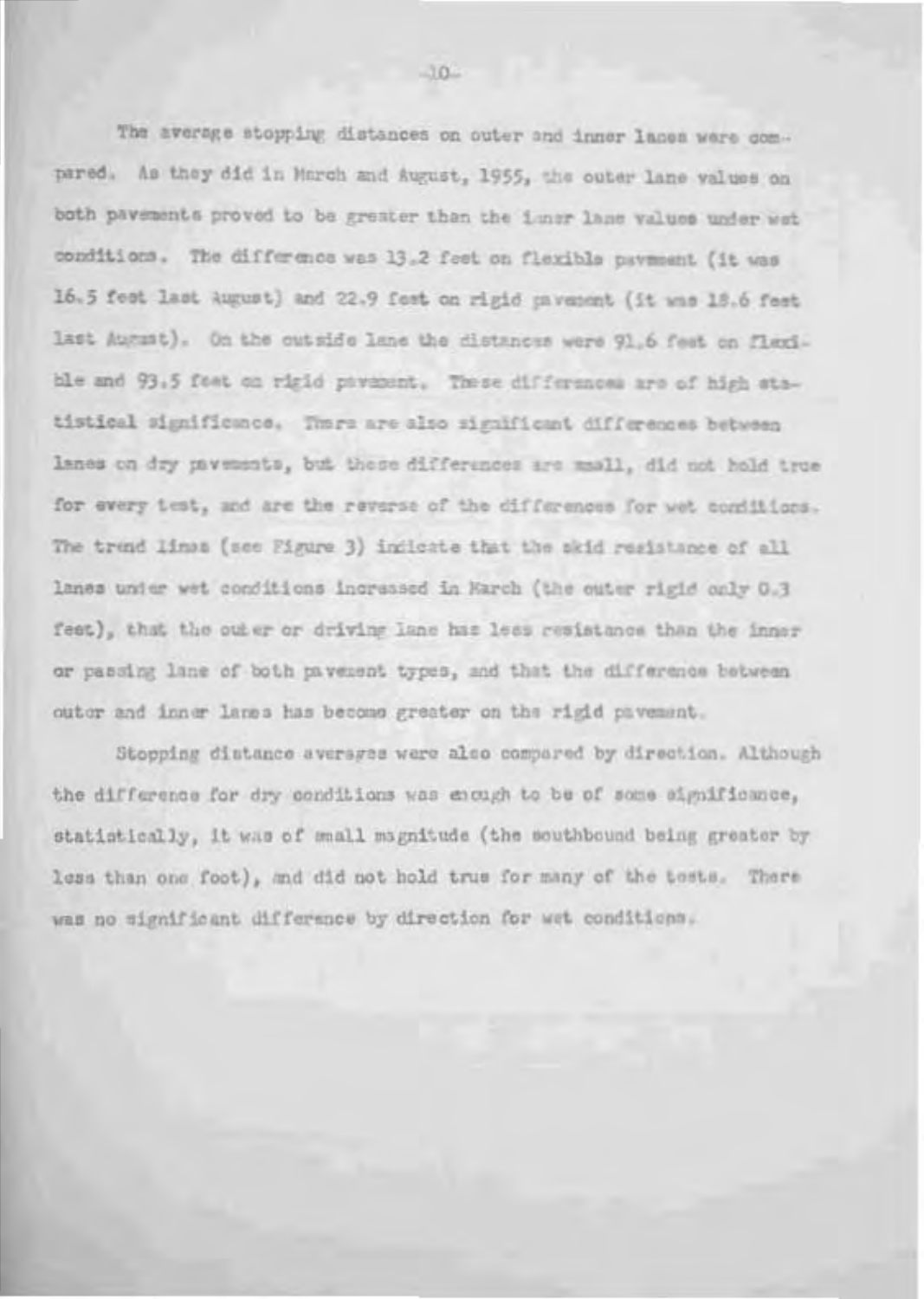The average stopping distances on outer and inner lanes were compared. As they did in March and August, 1955, the outer lane values on both pavements proved to be greater than the inner lane values under wet conditions. The difference was 13.2 feet on flexible pavement (it was 16.5 feet last August) and 22.9 feet on rigid pavement (it was 18.6 feet last August). On the outside lane the distances were 91.6 feet on flexible and 93.5 feet on rigid pavement. These differences are of high statistical significance. There are also significant differences between lanes on dry pavements, but these differences are small, did not hold true for every test, and are the reverse of the differences for wet conditions. The trend lines (see Figure 3) indicate that the skid resistance of all lanes under wet conditions increased in March (the outer rigid only 0.3 feet), that the outer or driving lane has less resistance than the inner or passing lane of both pavement types, and that the difference between outer and inner lanes has become greater on the rigid pavement.

Stopping distance averages were also compared by direction. Although the difference for dry conditions was enough to be of some significance, statistically, it was of small magnitude (the southbound being greater by less than one foot), and did not hold true for many of the tests. There was no significant difference by direction for wet conditions.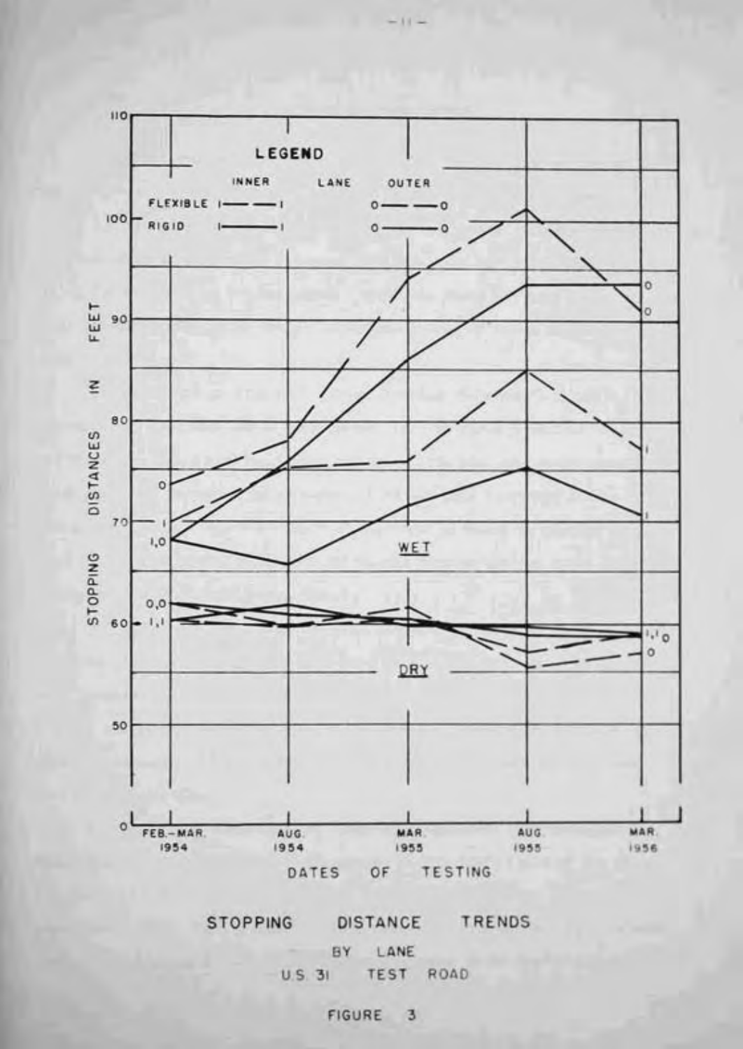STOPPING DISTANCE TRENDS

BY LANE

U.S. 31 TEST ROAD

FIGURE 3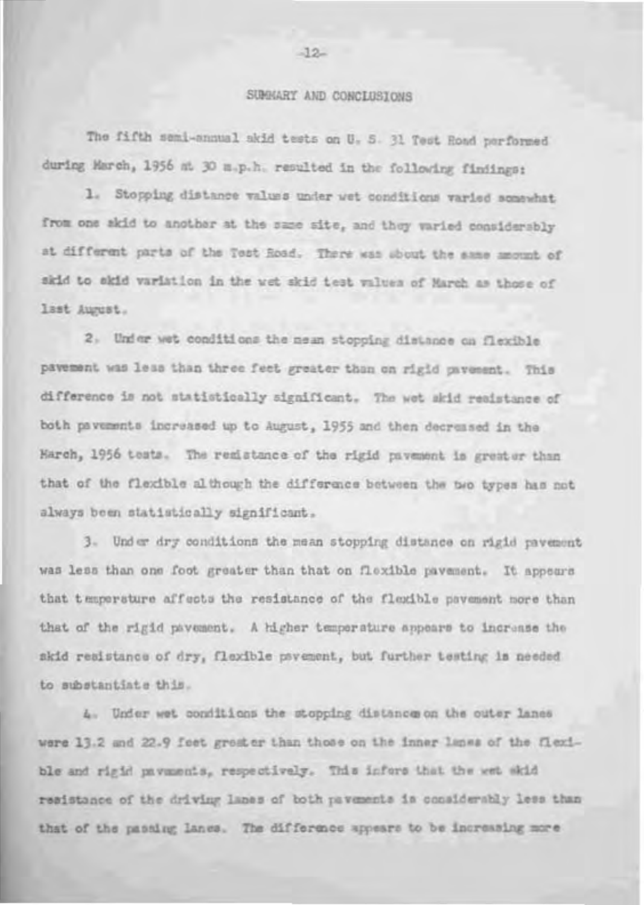## SUMMARY AND CONCLUSIONS

The fifth semi-annual skid tests on U. S. 31 Test Road performed during March, 1956 at 30 m.p.h. resulted in the following findings:

1. Stopping distance values under wet conditions varied somewhat from one skid to another at the same site, and they varied considerably at different parts of the Test Road. There was about the same amount of skid to skid variation in the wet skid test values of March as those of last August.

2. Under wet conditions the mean stopping distance on flexible pavement was less than three feet greater than on rigid pavement. This difference is not statistically significant. The wet skid resistance of both pavements increased up to August, 1955 and then decreased in the March, 1956 tests. The resistance of the rigid pavement is greater than that of the flexible although the difference between the two types has not always been statistically significant.

3. Under dry conditions the mean stopping distance on rigid pavement was less than one foot greater than that on flexible pavement. It appears that temperature affects the resistance of the flexible pavement more than that of the rigid pavement. A higher temperature appears to increase the skid resistance of dry, flexible pavement, but further testing is needed to substantiate this.

4. Under wet conditions the stopping distances on the outer lanes were 13.2 and 22.9 feet greater than those on the inner lanes of the flexible and rigid pavements, respectively. This infers that the wet skid resistance of the driving lanes of both pavements is considerably less than that of the passing lanes. The difference appears to be increasing more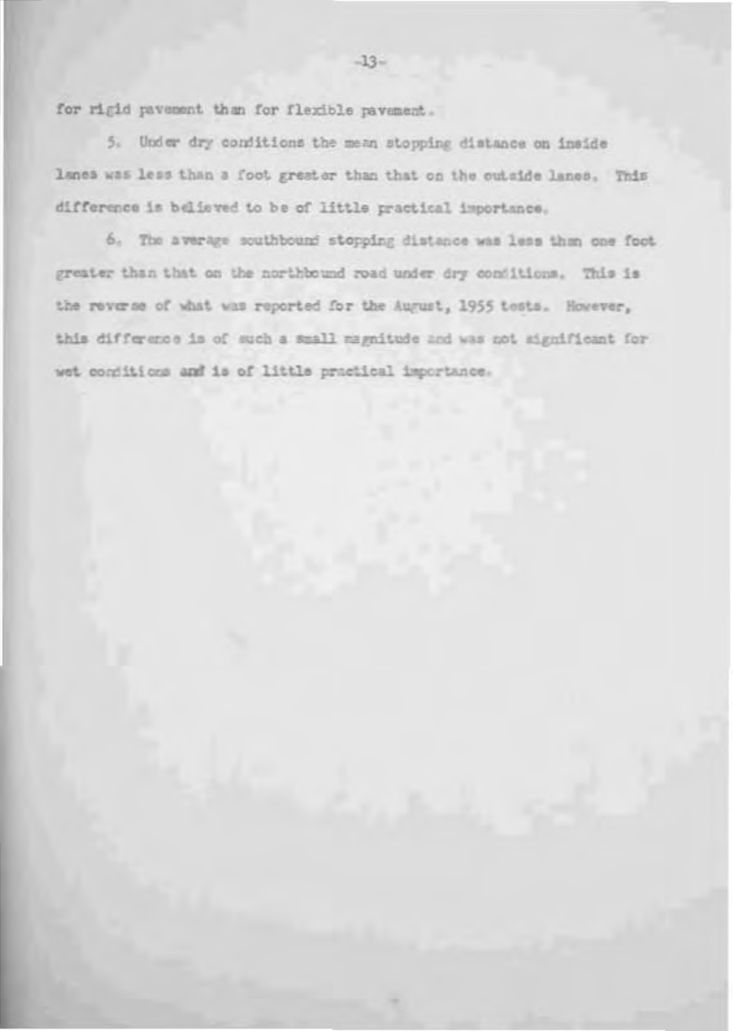for rigid pavement than for flexible pavement.

5. Under dry conditions the mean stopping distance on inside lanes was less than a foot greater than that on the outside lanes. This difference is believed to be of little practical importance.

6. The average southbound stopping distance was less than one foot greater than that on the northbound road under dry conditions. This is the reverse of what was reported for the August, 1955 tests. However, this difference is of such a small magnitude and was not significant for wet conditions and is of little practical importance.